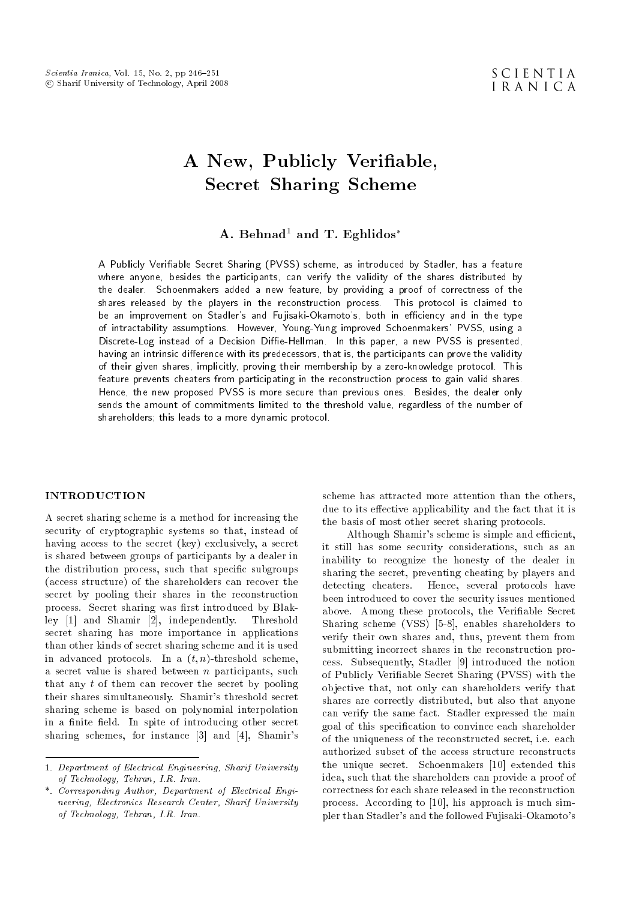# A New, Publicly Verifiable, Secret Sharing Scheme

**A. Behnad[1] and T. Eghlidos[*]**

A Publicly Verifiable Secret Sharing (PVSS) scheme, as introduced by Stadler, has a feature where anyone, besides the participants, can verify the validity of the shares distributed by the dealer. Schoenmakers added a new feature, by providing a proof of correctness of the shares released by the players in the reconstruction process. This protocol is claimed to be an improvement on Stadler's and Fujisaki-Okamoto's, both in efficiency and in the type of intractability assumptions. However, Young-Yung improved Schoenmakers' PVSS, using a Discrete-Log instead of a Decision Diffie-Hellman. In this paper, a new PVSS is presented, having an intrinsic difference with its predecessors, that is, the participants can prove the validity of their given shares, implicitly, proving their membership by a zero-knowledge protocol. This feature prevents cheaters from participating in the reconstruction process to gain valid shares. Hence, the new proposed PVSS is more secure than previous ones. Besides, the dealer only sends the amount of commitments limited to the threshold value, regardless of the number of shareholders; this leads to a more dynamic protocol.

## INTRODUCTION

A secret sharing scheme is a method for increasing the security of cryptographic systems so that, instead of having access to the secret (key) exclusively, a secret is shared between groups of participants by a dealer in the distribution process, such that specific subgroups (access structure) of the shareholders can recover the secret by pooling their shares in the reconstruction process. Secret sharing was first introduced by Blakley [1] and Shamir [2], independently. Threshold secret sharing has more importance in applications than other kinds of secret sharing scheme and it is used in advanced protocols. In a $(t, n)$-threshold scheme, a secret value is shared between $n$ participants, such that any $t$ of them can recover the secret by pooling their shares simultaneously. Shamir's threshold secret sharing scheme is based on polynomial interpolation in a finite field. In spite of introducing other secret sharing schemes, for instance [3] and [4], Shamir's scheme has attracted more attention than the others, due to its effective applicability and the fact that it is the basis of most other secret sharing protocols.

Although Shamir's scheme is simple and efficient, it still has some security considerations, such as an inability to recognize the honesty of the dealer in sharing the secret, preventing cheating by players and detecting cheaters. Hence, several protocols have been introduced to cover the security issues mentioned above. Among these protocols, the Verifiable Secret Sharing scheme (VSS) [5-8], enables shareholders to verify their own shares and, thus, prevent them from submitting incorrect shares in the reconstruction process. Subsequently, Stadler [9] introduced the notion of Publicly Verifiable Secret Sharing (PVSS) with the objective that, not only can shareholders verify that shares are correctly distributed, but also that anyone can verify the same fact. Stadler expressed the main goal of this specification to convince each shareholder of the uniqueness of the reconstructed secret, i.e. each authorized subset of the access structure reconstructs the unique secret. Schoenmakers [10] extended this idea, such that the shareholders can provide a proof of correctness for each share released in the reconstruction process. According to [10], his approach is much simpler than Stadler's and the followed Fujisaki-Okamoto's

---

1. *Department of Electrical Engineering, Sharif University of Technology, Tehran, I.R. Iran.*

\*. *Corresponding Author, Department of Electrical Engineering, Electronics Research Center, Sharif University of Technology, Tehran, I.R. Iran.*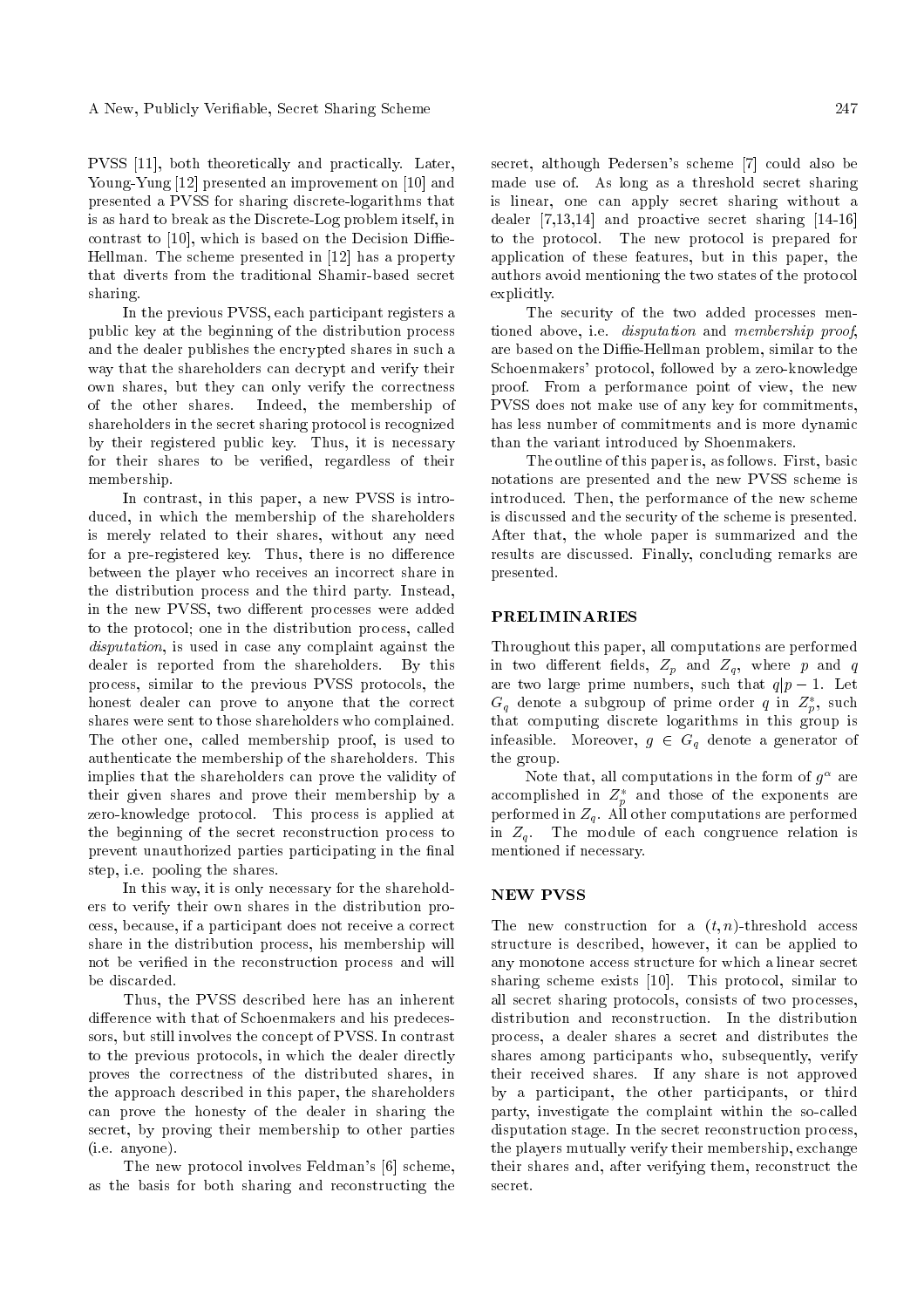PVSS [11], both theoretically and practically. Later, Young-Yung [12] presented an improvement on [10] and presented a PVSS for sharing discrete-logarithms that is as hard to break as the Discrete-Log problem itself, in contrast to [10], which is based on the Decision Diffie-Hellman. The scheme presented in [12] has a property that diverts from the traditional Shamir-based secret sharing.

In the previous PVSS, each participant registers a public key at the beginning of the distribution process and the dealer publishes the encrypted shares in such a way that the shareholders can decrypt and verify their own shares, but they can only verify the correctness of the other shares. Indeed, the membership of shareholders in the secret sharing protocol is recognized by their registered public key. Thus, it is necessary for their shares to be verified, regardless of their membership.

In contrast, in this paper, a new PVSS is introduced, in which the membership of the shareholders is merely related to their shares, without any need for a pre-registered key. Thus, there is no difference between the player who receives an incorrect share in the distribution process and the third party. Instead, in the new PVSS, two different processes were added to the protocol; one in the distribution process, called *disputation*, is used in case any complaint against the dealer is reported from the shareholders. By this process, similar to the previous PVSS protocols, the honest dealer can prove to anyone that the correct shares were sent to those shareholders who complained. The other one, called membership proof, is used to authenticate the membership of the shareholders. This implies that the shareholders can prove the validity of their given shares and prove their membership by a zero-knowledge protocol. This process is applied at the beginning of the secret reconstruction process to prevent unauthorized parties participating in the final step, i.e. pooling the shares.

In this way, it is only necessary for the shareholders to verify their own shares in the distribution process, because, if a participant does not receive a correct share in the distribution process, his membership will not be verified in the reconstruction process and will be discarded.

Thus, the PVSS described here has an inherent difference with that of Schoenmakers and his predecessors, but still involves the concept of PVSS. In contrast to the previous protocols, in which the dealer directly proves the correctness of the distributed shares, in the approach described in this paper, the shareholders can prove the honesty of the dealer in sharing the secret, by proving their membership to other parties (i.e. anyone).

The new protocol involves Feldman's [6] scheme, as the basis for both sharing and reconstructing the secret, although Pedersen's scheme [7] could also be made use of. As long as a threshold secret sharing is linear, one can apply secret sharing without a dealer [7,13,14] and proactive secret sharing [14-16] to the protocol. The new protocol is prepared for application of these features, but in this paper, the authors avoid mentioning the two states of the protocol explicitly.

The security of the two added processes mentioned above, i.e. *disputation* and *membership proof*, are based on the Diffie-Hellman problem, similar to the Schoenmakers' protocol, followed by a zero-knowledge proof. From a performance point of view, the new PVSS does not make use of any key for commitments, has less number of commitments and is more dynamic than the variant introduced by Shoenmakers.

The outline of this paper is, as follows. First, basic notations are presented and the new PVSS scheme is introduced. Then, the performance of the new scheme is discussed and the security of the scheme is presented. After that, the whole paper is summarized and the results are discussed. Finally, concluding remarks are presented.

## PRELIMINARIES

Throughout this paper, all computations are performed in two different fields, $Z_p$ and $Z_q$, where $p$ and $q$ are two large prime numbers, such that $q|p-1$. Let $G_q$ denote a subgroup of prime order $q$ in $Z_p^*$, such that computing discrete logarithms in this group is infeasible. Moreover, $g \in G_q$ denote a generator of the group.

Note that, all computations in the form of $g^\alpha$ are accomplished in $Z_p^*$ and those of the exponents are performed in $Z_q$. All other computations are performed in $Z_q$. The module of each congruence relation is mentioned if necessary.

## NEW PVSS

The new construction for a $(t,n)$-threshold access structure is described, however, it can be applied to any monotone access structure for which a linear secret sharing scheme exists [10]. This protocol, similar to all secret sharing protocols, consists of two processes, distribution and reconstruction. In the distribution process, a dealer shares a secret and distributes the shares among participants who, subsequently, verify their received shares. If any share is not approved by a participant, the other participants, or third party, investigate the complaint within the so-called disputation stage. In the secret reconstruction process, the players mutually verify their membership, exchange their shares and, after verifying them, reconstruct the secret.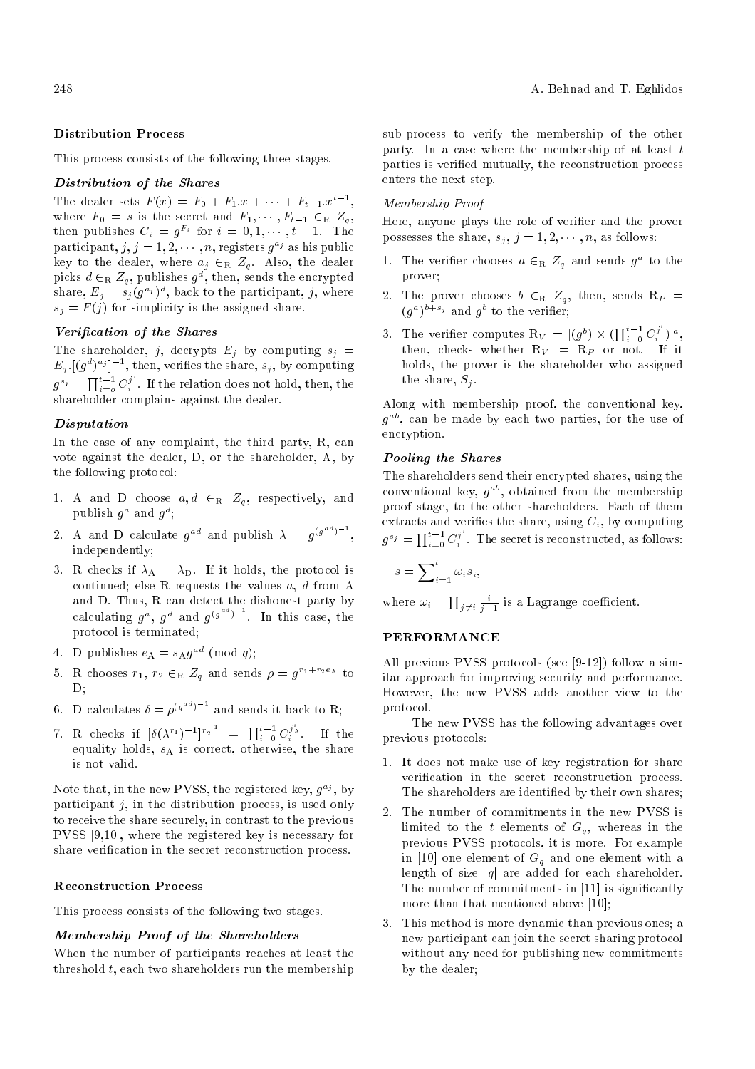### Distribution Process

This process consists of the following three stages.

#### *Distribution of the Shares*

The dealer sets $F(x) = F_0 + F_1.x + \cdots + F_{t-1}.x^{t-1}$, where $F_0 = s$ is the secret and $F_1, \cdots, F_{t-1} \in_R Z_q$, then publishes $C_i = g^{F_i}$ for $i = 0, 1, \cdots, t-1$. The participant, $j, j = 1, 2, \cdots, n$, registers $g^{a_j}$ as his public key to the dealer, where $a_j \in_R Z_q$. Also, the dealer picks $d \in_R Z_q$, publishes $g^d$, then, sends the encrypted share, $E_j = s_j (g^{a_j})^d$, back to the participant, $j$, where $s_j = F(j)$ for simplicity is the assigned share.

#### *Verification of the Shares*

The shareholder, $j$, decrypts $E_j$ by computing $s_j = E_j.[(g^d)^{a_j}]^{-1}$, then, verifies the share, $s_j$, by computing $g^{s_j} = \prod_{i=o}^{t-1} C_i^{j^i}$. If the relation does not hold, then, the shareholder complains against the dealer.

#### *Disputation*

In the case of any complaint, the third party, R, can vote against the dealer, D, or the shareholder, A, by the following protocol:

1. A and D choose $a, d \in_R Z_q$, respectively, and publish $g^a$ and $g^d$;
2. A and D calculate $g^{ad}$ and publish $\lambda = g^{(g^{ad})^{-1}}$, independently;
3. R checks if $\lambda_A = \lambda_D$. If it holds, the protocol is continued; else R requests the values $a$, $d$ from A and D. Thus, R can detect the dishonest party by calculating $g^a$, $g^d$ and $g^{(g^{ad})^{-1}}$. In this case, the protocol is terminated;
4. D publishes $e_A = s_A g^{ad} \pmod q$;
5. R chooses $r_1, r_2 \in_R Z_q$ and sends $\rho = g^{r_1 + r_2 e_A}$ to D;
6. D calculates $\delta = \rho^{(g^{ad})^{-1}}$ and sends it back to R;
7. R checks if $[\delta(\lambda^{r_1})^{-1}]^{r_2^{-1}} = \prod_{i=0}^{t-1} C_i^{j_A^i}$. If the equality holds, $s_A$ is correct, otherwise, the share is not valid.

Note that, in the new PVSS, the registered key, $g^{a_j}$, by participant $j$, in the distribution process, is used only to receive the share securely, in contrast to the previous PVSS [9,10], where the registered key is necessary for share verification in the secret reconstruction process.

### Reconstruction Process

This process consists of the following two stages.

#### *Membership Proof of the Shareholders*

When the number of participants reaches at least the threshold $t$, each two shareholders run the membership sub-process to verify the membership of the other party. In a case where the membership of at least $t$ parties is verified mutually, the reconstruction process enters the next step.

*Membership Proof*

Here, anyone plays the role of verifier and the prover possesses the share, $s_j$, $j = 1, 2, \cdots, n$, as follows:

1. The verifier chooses $a \in_R Z_q$ and sends $g^a$ to the prover;
2. The prover chooses $b \in_R Z_q$, then, sends $R_P = (g^a)^{b+s_j}$ and $g^b$ to the verifier;
3. The verifier computes $R_V = [(g^b) \times (\prod_{i=0}^{t-1} C_i^{j^i})]^a$, then, checks whether $R_V = R_P$ or not. If it holds, the prover is the shareholder who assigned the share, $S_j$.

Along with membership proof, the conventional key, $g^{ab}$, can be made by each two parties, for the use of encryption.

#### *Pooling the Shares*

The shareholders send their encrypted shares, using the conventional key, $g^{ab}$, obtained from the membership proof stage, to the other shareholders. Each of them extracts and verifies the share, using $C_i$, by computing $g^{s_j} = \prod_{i=0}^{t-1} C_i^{j^i}$. The secret is reconstructed, as follows:

$$s = \sum_{i=1}^{t} \omega_i s_i,$$

where $\omega_i = \prod_{j \neq i} \frac{i}{j-1}$ is a Lagrange coefficient.

## PERFORMANCE

All previous PVSS protocols (see [9-12]) follow a similar approach for improving security and performance. However, the new PVSS adds another view to the protocol.

The new PVSS has the following advantages over previous protocols:

1. It does not make use of key registration for share verification in the secret reconstruction process. The shareholders are identified by their own shares;
2. The number of commitments in the new PVSS is limited to the $t$ elements of $G_q$, whereas in the previous PVSS protocols, it is more. For example in [10] one element of $G_q$ and one element with a length of size $|q|$ are added for each shareholder. The number of commitments in [11] is significantly more than that mentioned above [10];
3. This method is more dynamic than previous ones; a new participant can join the secret sharing protocol without any need for publishing new commitments by the dealer;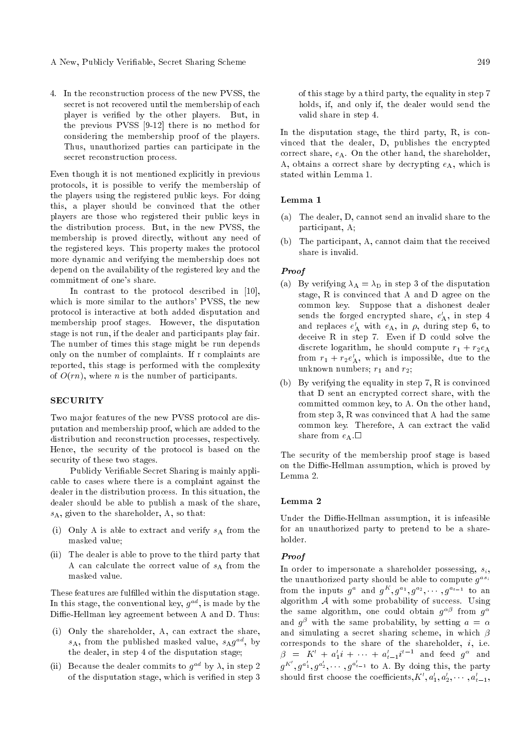4. In the reconstruction process of the new PVSS, the secret is not recovered until the membership of each player is verified by the other players. But, in the previous PVSS [9-12] there is no method for considering the membership proof of the players. Thus, unauthorized parties can participate in the secret reconstruction process.

Even though it is not mentioned explicitly in previous protocols, it is possible to verify the membership of the players using the registered public keys. For doing this, a player should be convinced that the other players are those who registered their public keys in the distribution process. But, in the new PVSS, the membership is proved directly, without any need of the registered keys. This property makes the protocol more dynamic and verifying the membership does not depend on the availability of the registered key and the commitment of one's share.

In contrast to the protocol described in [10], which is more similar to the authors' PVSS, the new protocol is interactive at both added disputation and membership proof stages. However, the disputation stage is not run, if the dealer and participants play fair. The number of times this stage might be run depends only on the number of complaints. If r complaints are reported, this stage is performed with the complexity of $O(rn)$, where $n$ is the number of participants.

## SECURITY

Two major features of the new PVSS protocol are disputation and membership proof, which are added to the distribution and reconstruction processes, respectively. Hence, the security of the protocol is based on the security of these two stages.

Publicly Verifiable Secret Sharing is mainly applicable to cases where there is a complaint against the dealer in the distribution process. In this situation, the dealer should be able to publish a mask of the share, $s_{\mathrm{A}}$, given to the shareholder, A, so that:

(i) Only A is able to extract and verify $s_{\mathrm{A}}$ from the masked value;

(ii) The dealer is able to prove to the third party that A can calculate the correct value of $s_{\mathrm{A}}$ from the masked value.

These features are fulfilled within the disputation stage. In this stage, the conventional key, $g^{ad}$, is made by the Diffie-Hellman key agreement between A and D. Thus:

(i) Only the shareholder, A, can extract the share, $s_{\mathrm{A}}$, from the published masked value, $s_{\mathrm{A}}g^{ad}$, by the dealer, in step 4 of the disputation stage;

(ii) Because the dealer commits to $g^{ad}$ by $\lambda$, in step 2 of the disputation stage, which is verified in step 3 of this stage by a third party, the equality in step 7 holds, if, and only if, the dealer would send the valid share in step 4.

In the disputation stage, the third party, R, is convinced that the dealer, D, publishes the encrypted correct share, $e_{\mathrm{A}}$. On the other hand, the shareholder, A, obtains a correct share by decrypting $e_{\mathrm{A}}$, which is stated within Lemma 1.

### Lemma 1

(a) The dealer, D, cannot send an invalid share to the participant, A;

(b) The participant, A, cannot claim that the received share is invalid.

#### *Proof*

(a) By verifying $\lambda_{\mathrm{A}} = \lambda_{\mathrm{D}}$ in step 3 of the disputation stage, R is convinced that A and D agree on the common key. Suppose that a dishonest dealer sends the forged encrypted share, $e'_{\mathrm{A}}$, in step 4 and replaces $e'_{\mathrm{A}}$ with $e_{\mathrm{A}}$, in $\rho$, during step 6, to deceive R in step 7. Even if D could solve the discrete logarithm, he should compute $r_1 + r_2 e_{\mathrm{A}}$ from $r_1 + r_2 e'_{\mathrm{A}}$, which is impossible, due to the unknown numbers; $r_1$ and $r_2$;

(b) By verifying the equality in step 7, R is convinced that D sent an encrypted correct share, with the committed common key, to A. On the other hand, from step 3, R was convinced that A had the same common key. Therefore, A can extract the valid share from $e_{\mathrm{A}}$.□

The security of the membership proof stage is based on the Diffie-Hellman assumption, which is proved by Lemma 2.

### Lemma 2

Under the Diffie-Hellman assumption, it is infeasible for an unauthorized party to pretend to be a shareholder.

#### *Proof*

In order to impersonate a shareholder possessing, $s_i$, the unauthorized party should be able to compute $g^{as_i}$ from the inputs $g^a$ and $g^K, g^{a_1}, g^{a_2}, \cdots, g^{a_{t-1}}$ to an algorithm $\mathcal{A}$ with some probability of success. Using the same algorithm, one could obtain $g^{\alpha\beta}$ from $g^\alpha$ and $g^\beta$ with the same probability, by setting $a = \alpha$ and simulating a secret sharing scheme, in which $\beta$ corresponds to the share of the shareholder, $i$, i.e. $\beta = K' + a'_1 i + \cdots + a'_{t-1} i^{t-1}$ and feed $g^\alpha$ and $g^{K'}, g^{a'_1}, g^{a'_2}, \cdots, g^{a'_{t-1}}$ to A. By doing this, the party should first choose the coefficients,$K', a'_1, a'_2, \cdots, a'_{t-1}$,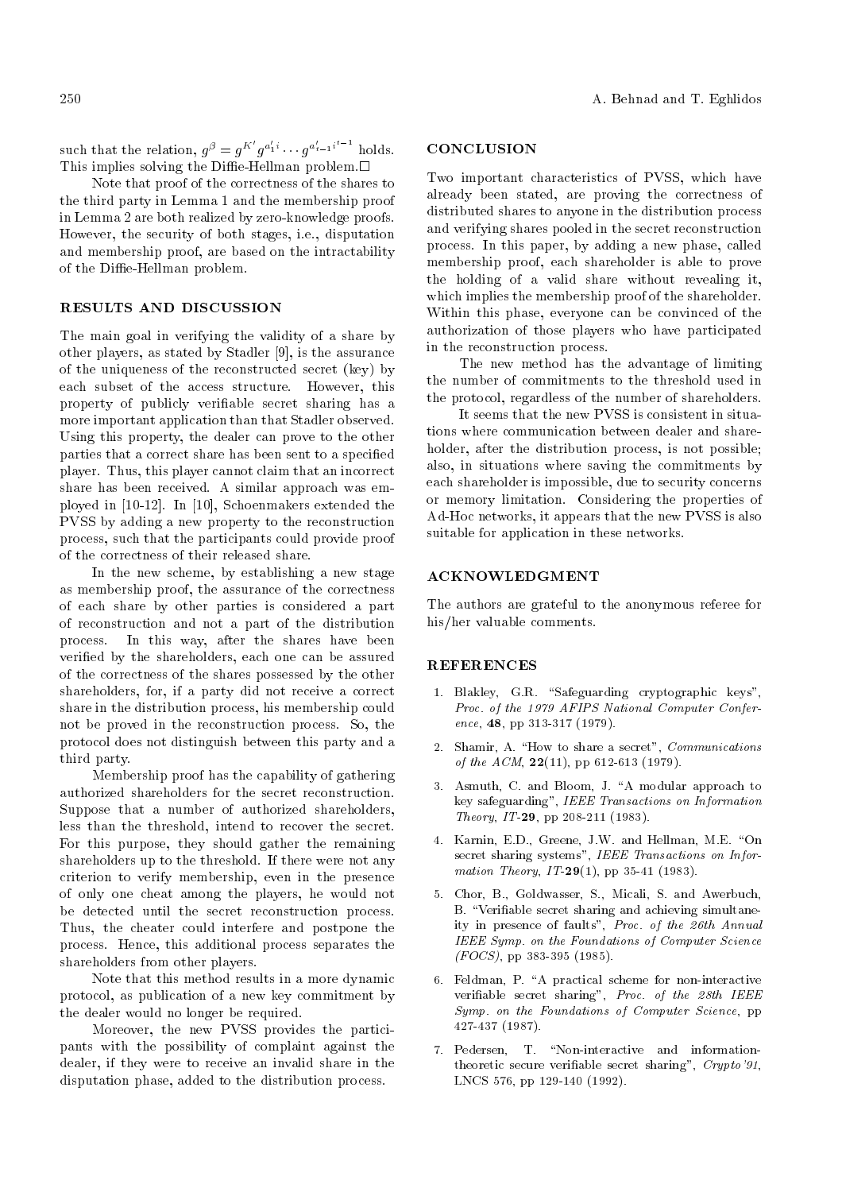such that the relation, $g^{\beta} = g^{K'} g^{a'_1 i} \cdots g^{a'_{t-1} i^{t-1}}$ holds. This implies solving the Diffie-Hellman problem.□

Note that proof of the correctness of the shares to the third party in Lemma 1 and the membership proof in Lemma 2 are both realized by zero-knowledge proofs. However, the security of both stages, i.e., disputation and membership proof, are based on the intractability of the Diffie-Hellman problem.

## RESULTS AND DISCUSSION

The main goal in verifying the validity of a share by other players, as stated by Stadler [9], is the assurance of the uniqueness of the reconstructed secret (key) by each subset of the access structure. However, this property of publicly verifiable secret sharing has a more important application than that Stadler observed. Using this property, the dealer can prove to the other parties that a correct share has been sent to a specified player. Thus, this player cannot claim that an incorrect share has been received. A similar approach was employed in [10-12]. In [10], Schoenmakers extended the PVSS by adding a new property to the reconstruction process, such that the participants could provide proof of the correctness of their released share.

In the new scheme, by establishing a new stage as membership proof, the assurance of the correctness of each share by other parties is considered a part of reconstruction and not a part of the distribution process. In this way, after the shares have been verified by the shareholders, each one can be assured of the correctness of the shares possessed by the other shareholders, for, if a party did not receive a correct share in the distribution process, his membership could not be proved in the reconstruction process. So, the protocol does not distinguish between this party and a third party.

Membership proof has the capability of gathering authorized shareholders for the secret reconstruction. Suppose that a number of authorized shareholders, less than the threshold, intend to recover the secret. For this purpose, they should gather the remaining shareholders up to the threshold. If there were not any criterion to verify membership, even in the presence of only one cheat among the players, he would not be detected until the secret reconstruction process. Thus, the cheater could interfere and postpone the process. Hence, this additional process separates the shareholders from other players.

Note that this method results in a more dynamic protocol, as publication of a new key commitment by the dealer would no longer be required.

Moreover, the new PVSS provides the participants with the possibility of complaint against the dealer, if they were to receive an invalid share in the disputation phase, added to the distribution process.

## CONCLUSION

Two important characteristics of PVSS, which have already been stated, are proving the correctness of distributed shares to anyone in the distribution process and verifying shares pooled in the secret reconstruction process. In this paper, by adding a new phase, called membership proof, each shareholder is able to prove the holding of a valid share without revealing it, which implies the membership proof of the shareholder. Within this phase, everyone can be convinced of the authorization of those players who have participated in the reconstruction process.

The new method has the advantage of limiting the number of commitments to the threshold used in the protocol, regardless of the number of shareholders.

It seems that the new PVSS is consistent in situations where communication between dealer and shareholder, after the distribution process, is not possible; also, in situations where saving the commitments by each shareholder is impossible, due to security concerns or memory limitation. Considering the properties of Ad-Hoc networks, it appears that the new PVSS is also suitable for application in these networks.

## ACKNOWLEDGMENT

The authors are grateful to the anonymous referee for his/her valuable comments.

## REFERENCES

1. Blakley, G.R. "Safeguarding cryptographic keys", *Proc. of the 1979 AFIPS National Computer Conference*, **48**, pp 313-317 (1979).
2. Shamir, A. "How to share a secret", *Communications of the ACM*, **22**(11), pp 612-613 (1979).
3. Asmuth, C. and Bloom, J. "A modular approach to key safeguarding", *IEEE Transactions on Information Theory*, *IT*-**29**, pp 208-211 (1983).
4. Karnin, E.D., Greene, J.W. and Hellman, M.E. "On secret sharing systems", *IEEE Transactions on Information Theory*, *IT*-**29**(1), pp 35-41 (1983).
5. Chor, B., Goldwasser, S., Micali, S. and Awerbuch, B. "Verifiable secret sharing and achieving simultaneity in presence of faults", *Proc. of the 26th Annual IEEE Symp. on the Foundations of Computer Science (FOCS)*, pp 383-395 (1985).
6. Feldman, P. "A practical scheme for non-interactive verifiable secret sharing", *Proc. of the 28th IEEE Symp. on the Foundations of Computer Science*, pp 427-437 (1987).
7. Pedersen, T. "Non-interactive and information-theoretic secure verifiable secret sharing", *Crypto'91*, LNCS 576, pp 129-140 (1992).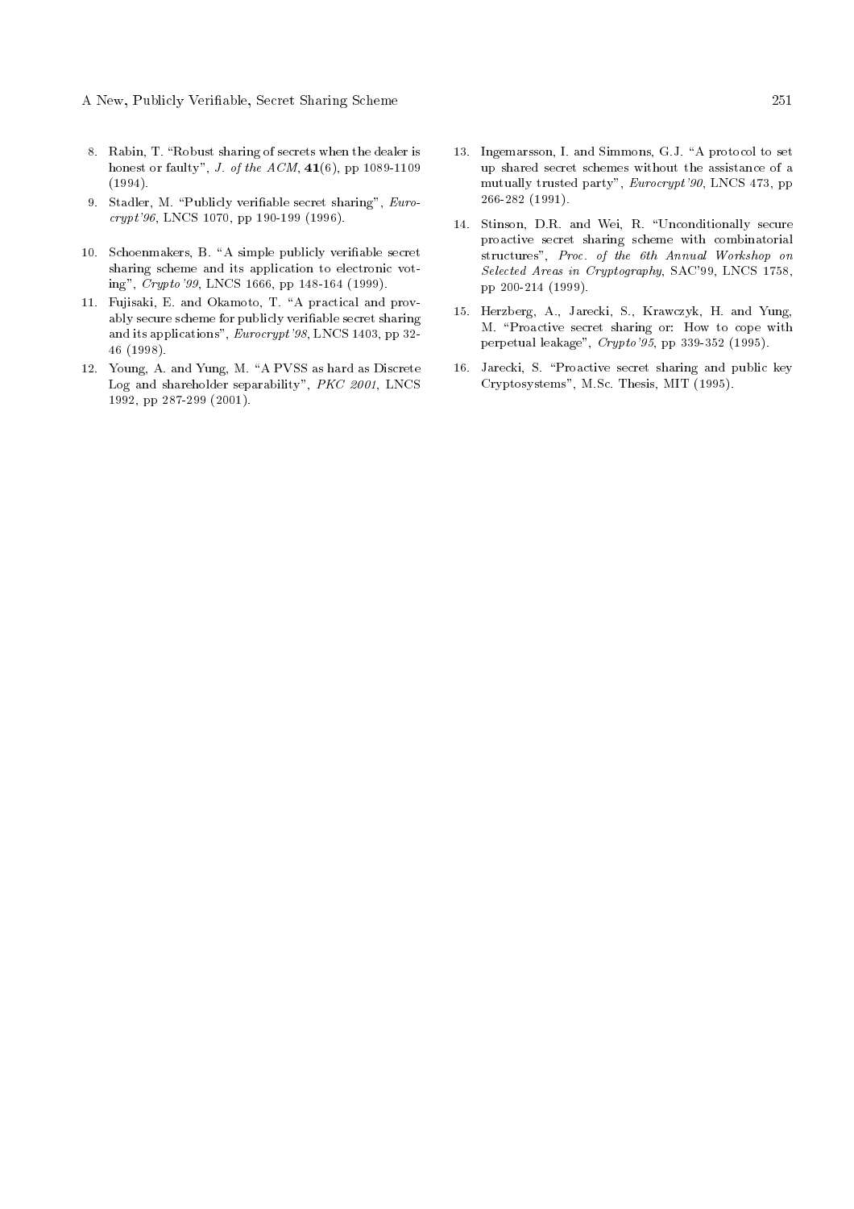8. Rabin, T. "Robust sharing of secrets when the dealer is honest or faulty", *J. of the ACM*, **41**(6), pp 1089-1109 (1994).
9. Stadler, M. "Publicly verifiable secret sharing", *Eurocrypt'96*, LNCS 1070, pp 190-199 (1996).
10. Schoenmakers, B. "A simple publicly verifiable secret sharing scheme and its application to electronic voting", *Crypto'99*, LNCS 1666, pp 148-164 (1999).
11. Fujisaki, E. and Okamoto, T. "A practical and provably secure scheme for publicly verifiable secret sharing and its applications", *Eurocrypt'98*, LNCS 1403, pp 32-46 (1998).
12. Young, A. and Yung, M. "A PVSS as hard as Discrete Log and shareholder separability", *PKC 2001*, LNCS 1992, pp 287-299 (2001).
13. Ingemarsson, I. and Simmons, G.J. "A protocol to set up shared secret schemes without the assistance of a mutually trusted party", *Eurocrypt'90*, LNCS 473, pp 266-282 (1991).
14. Stinson, D.R. and Wei, R. "Unconditionally secure proactive secret sharing scheme with combinatorial structures", *Proc. of the 6th Annual Workshop on Selected Areas in Cryptography*, SAC'99, LNCS 1758, pp 200-214 (1999).
15. Herzberg, A., Jarecki, S., Krawczyk, H. and Yung, M. "Proactive secret sharing or: How to cope with perpetual leakage", *Crypto'95*, pp 339-352 (1995).
16. Jarecki, S. "Proactive secret sharing and public key Cryptosystems", M.Sc. Thesis, MIT (1995).